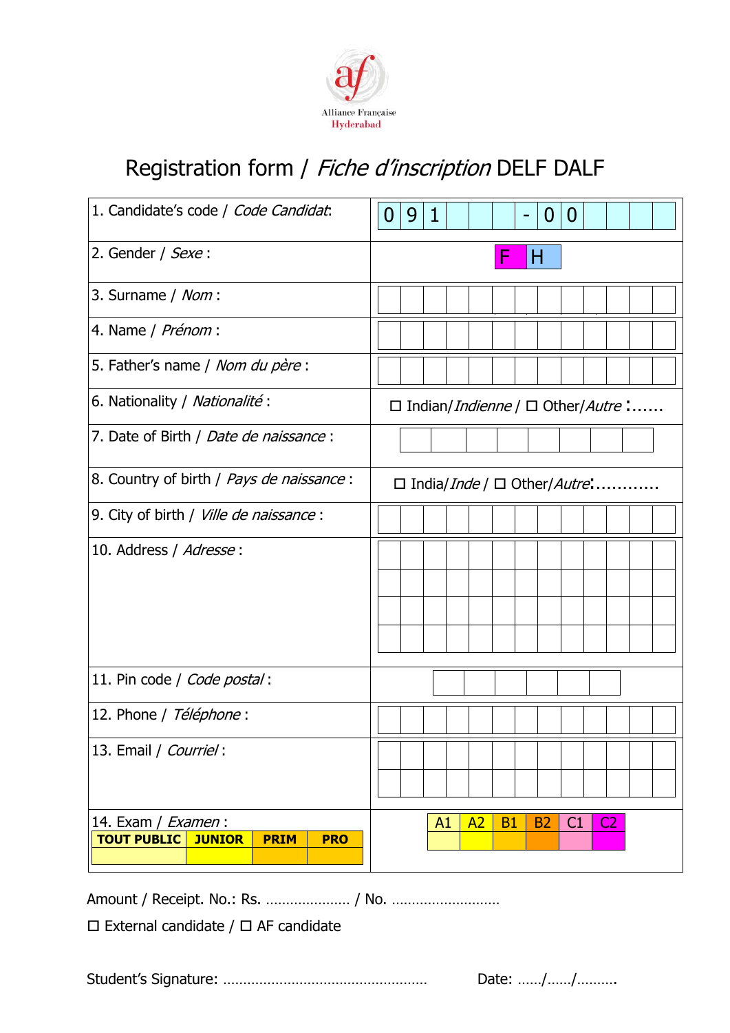Alliance Française
Hyderabad

# Registration form / *Fiche d'inscription* DELF DALF

| | |
|---|---|
| 1. Candidate's code / *Code Candidat*: | 0 9 1 _ _ _ - 0 0 _ _ _ _ |
| 2. Gender / *Sexe* : | F H |
| 3. Surname / *Nom* : | |
| 4. Name / *Prénom* : | |
| 5. Father's name / *Nom du père* : | |
| 6. Nationality / *Nationalité* : | ☐ Indian/*Indienne* / ☐ Other/*Autre* :...... |
| 7. Date of Birth / *Date de naissance* : | |
| 8. Country of birth / *Pays de naissance* : | ☐ India/*Inde* / ☐ Other/*Autre*:............ |
| 9. City of birth / *Ville de naissance* : | |
| 10. Address / *Adresse* : | |
| 11. Pin code / *Code postal* : | |
| 12. Phone / *Téléphone* : | |
| 13. Email / *Courriel* : | |
| 14. Exam / *Examen* : | |

| TOUT PUBLIC | JUNIOR | PRIM | PRO |
|---|---|---|---|
| | | | |

| A1 | A2 | B1 | B2 | C1 | C2 |
|---|---|---|---|---|---|
| | | | | | |

Amount / Receipt. No.: Rs. ..................... / No. ...........................

☐ External candidate / ☐ AF candidate

Student's Signature: .................................................. Date: ....../....../..........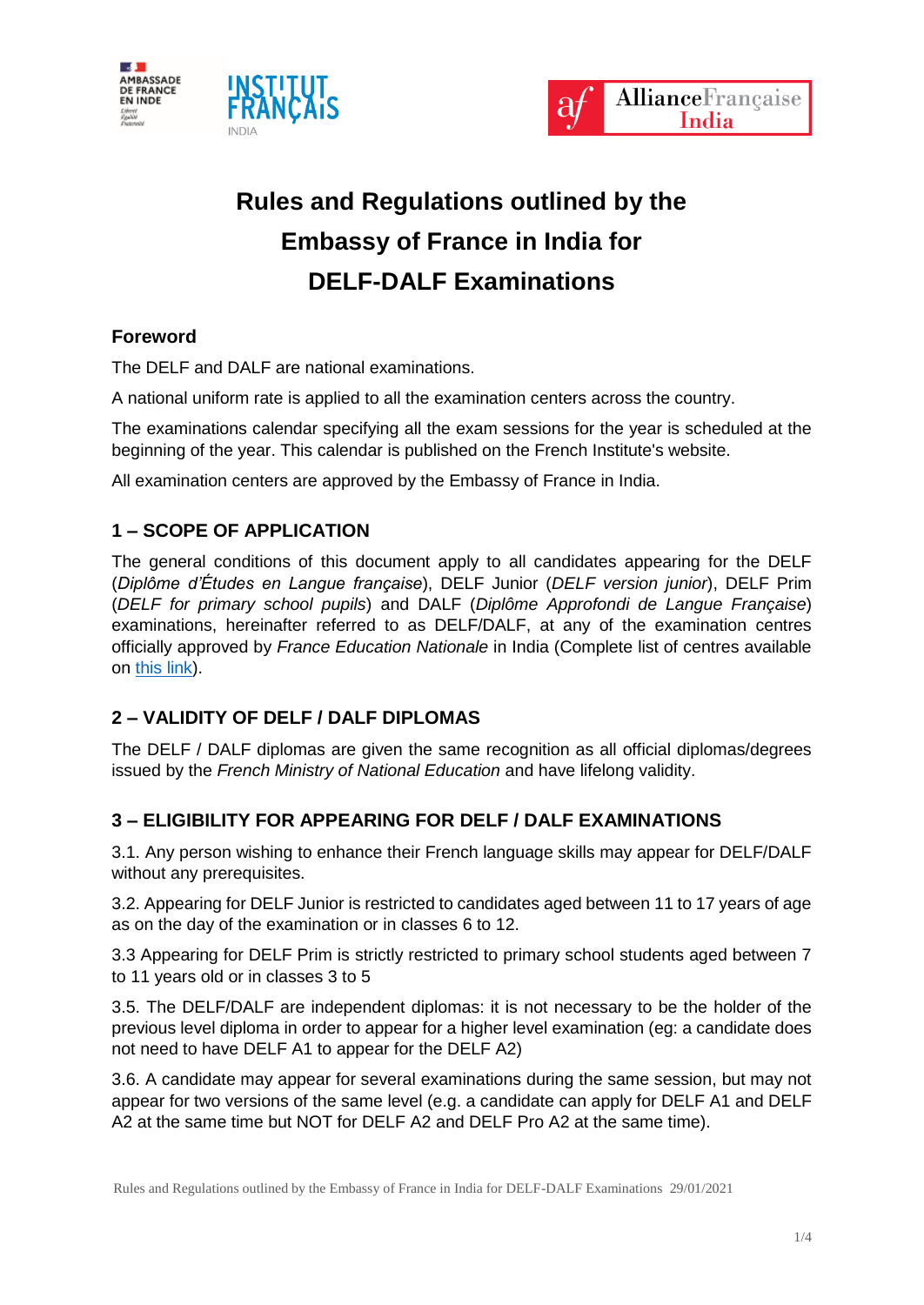# Rules and Regulations outlined by the Embassy of France in India for DELF-DALF Examinations

## Foreword

The DELF and DALF are national examinations.

A national uniform rate is applied to all the examination centers across the country.

The examinations calendar specifying all the exam sessions for the year is scheduled at the beginning of the year. This calendar is published on the French Institute's website.

All examination centers are approved by the Embassy of France in India.

## 1 – SCOPE OF APPLICATION

The general conditions of this document apply to all candidates appearing for the DELF (*Diplôme d'Études en Langue française*), DELF Junior (*DELF version junior*), DELF Prim (*DELF for primary school pupils*) and DALF (*Diplôme Approfondi de Langue Française*) examinations, hereinafter referred to as DELF/DALF, at any of the examination centres officially approved by *France Education Nationale* in India (Complete list of centres available on [this link]).

## 2 – VALIDITY OF DELF / DALF DIPLOMAS

The DELF / DALF diplomas are given the same recognition as all official diplomas/degrees issued by the *French Ministry of National Education* and have lifelong validity.

## 3 – ELIGIBILITY FOR APPEARING FOR DELF / DALF EXAMINATIONS

3.1. Any person wishing to enhance their French language skills may appear for DELF/DALF without any prerequisites.

3.2. Appearing for DELF Junior is restricted to candidates aged between 11 to 17 years of age as on the day of the examination or in classes 6 to 12.

3.3 Appearing for DELF Prim is strictly restricted to primary school students aged between 7 to 11 years old or in classes 3 to 5

3.5. The DELF/DALF are independent diplomas: it is not necessary to be the holder of the previous level diploma in order to appear for a higher level examination (eg: a candidate does not need to have DELF A1 to appear for the DELF A2)

3.6. A candidate may appear for several examinations during the same session, but may not appear for two versions of the same level (e.g. a candidate can apply for DELF A1 and DELF A2 at the same time but NOT for DELF A2 and DELF Pro A2 at the same time).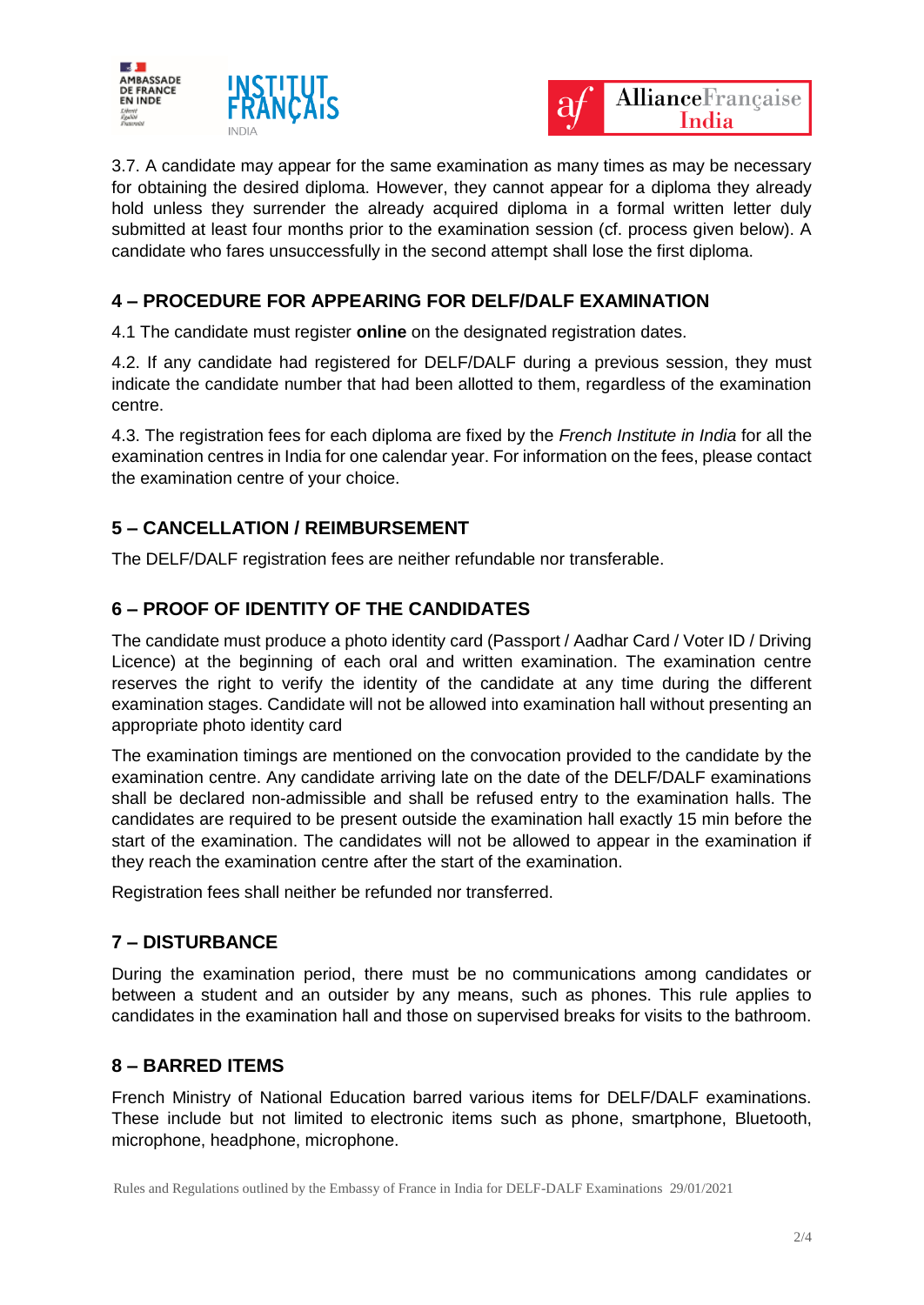3.7. A candidate may appear for the same examination as many times as may be necessary for obtaining the desired diploma. However, they cannot appear for a diploma they already hold unless they surrender the already acquired diploma in a formal written letter duly submitted at least four months prior to the examination session (cf. process given below). A candidate who fares unsuccessfully in the second attempt shall lose the first diploma.

## 4 – PROCEDURE FOR APPEARING FOR DELF/DALF EXAMINATION

4.1 The candidate must register **online** on the designated registration dates.

4.2. If any candidate had registered for DELF/DALF during a previous session, they must indicate the candidate number that had been allotted to them, regardless of the examination centre.

4.3. The registration fees for each diploma are fixed by the *French Institute in India* for all the examination centres in India for one calendar year. For information on the fees, please contact the examination centre of your choice.

## 5 – CANCELLATION / REIMBURSEMENT

The DELF/DALF registration fees are neither refundable nor transferable.

## 6 – PROOF OF IDENTITY OF THE CANDIDATES

The candidate must produce a photo identity card (Passport / Aadhar Card / Voter ID / Driving Licence) at the beginning of each oral and written examination. The examination centre reserves the right to verify the identity of the candidate at any time during the different examination stages. Candidate will not be allowed into examination hall without presenting an appropriate photo identity card

The examination timings are mentioned on the convocation provided to the candidate by the examination centre. Any candidate arriving late on the date of the DELF/DALF examinations shall be declared non-admissible and shall be refused entry to the examination halls. The candidates are required to be present outside the examination hall exactly 15 min before the start of the examination. The candidates will not be allowed to appear in the examination if they reach the examination centre after the start of the examination.

Registration fees shall neither be refunded nor transferred.

## 7 – DISTURBANCE

During the examination period, there must be no communications among candidates or between a student and an outsider by any means, such as phones. This rule applies to candidates in the examination hall and those on supervised breaks for visits to the bathroom.

## 8 – BARRED ITEMS

French Ministry of National Education barred various items for DELF/DALF examinations. These include but not limited to electronic items such as phone, smartphone, Bluetooth, microphone, headphone, microphone.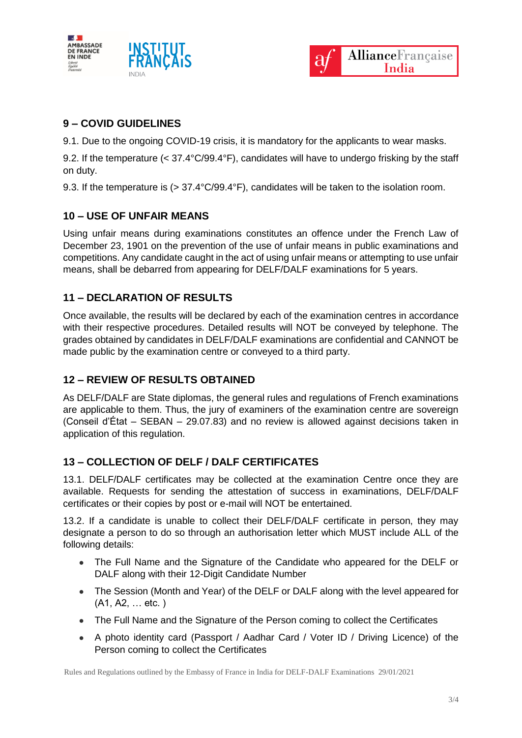## 9 – COVID GUIDELINES

9.1. Due to the ongoing COVID-19 crisis, it is mandatory for the applicants to wear masks.

9.2. If the temperature (< 37.4°C/99.4°F), candidates will have to undergo frisking by the staff on duty.

9.3. If the temperature is (> 37.4°C/99.4°F), candidates will be taken to the isolation room.

## 10 – USE OF UNFAIR MEANS

Using unfair means during examinations constitutes an offence under the French Law of December 23, 1901 on the prevention of the use of unfair means in public examinations and competitions. Any candidate caught in the act of using unfair means or attempting to use unfair means, shall be debarred from appearing for DELF/DALF examinations for 5 years.

## 11 – DECLARATION OF RESULTS

Once available, the results will be declared by each of the examination centres in accordance with their respective procedures. Detailed results will NOT be conveyed by telephone. The grades obtained by candidates in DELF/DALF examinations are confidential and CANNOT be made public by the examination centre or conveyed to a third party.

## 12 – REVIEW OF RESULTS OBTAINED

As DELF/DALF are State diplomas, the general rules and regulations of French examinations are applicable to them. Thus, the jury of examiners of the examination centre are sovereign (Conseil d'État – SEBAN – 29.07.83) and no review is allowed against decisions taken in application of this regulation.

## 13 – COLLECTION OF DELF / DALF CERTIFICATES

13.1. DELF/DALF certificates may be collected at the examination Centre once they are available. Requests for sending the attestation of success in examinations, DELF/DALF certificates or their copies by post or e-mail will NOT be entertained.

13.2. If a candidate is unable to collect their DELF/DALF certificate in person, they may designate a person to do so through an authorisation letter which MUST include ALL of the following details:

- The Full Name and the Signature of the Candidate who appeared for the DELF or DALF along with their 12-Digit Candidate Number
- The Session (Month and Year) of the DELF or DALF along with the level appeared for (A1, A2, … etc. )
- The Full Name and the Signature of the Person coming to collect the Certificates
- A photo identity card (Passport / Aadhar Card / Voter ID / Driving Licence) of the Person coming to collect the Certificates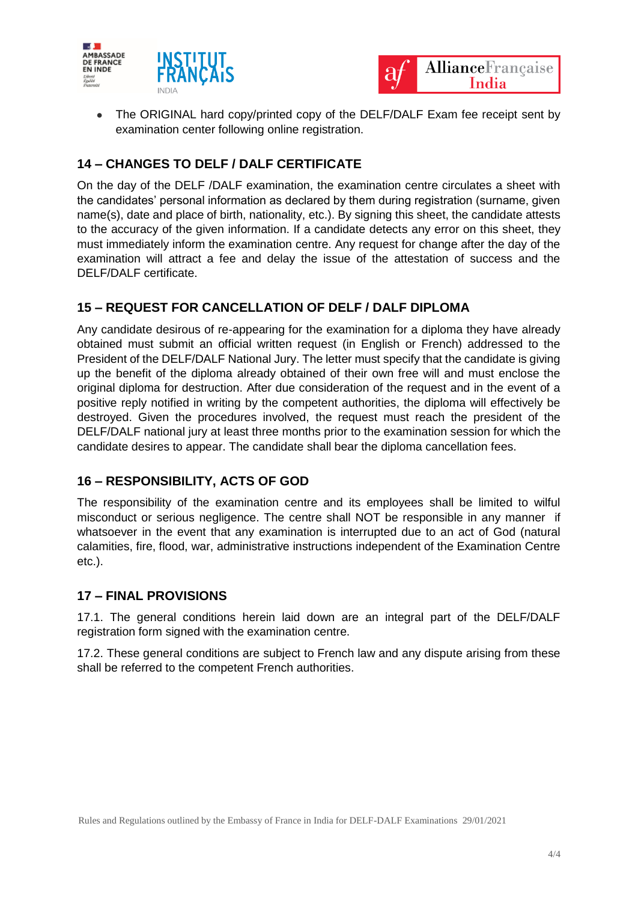- The ORIGINAL hard copy/printed copy of the DELF/DALF Exam fee receipt sent by examination center following online registration.

## 14 – CHANGES TO DELF / DALF CERTIFICATE

On the day of the DELF /DALF examination, the examination centre circulates a sheet with the candidates' personal information as declared by them during registration (surname, given name(s), date and place of birth, nationality, etc.). By signing this sheet, the candidate attests to the accuracy of the given information. If a candidate detects any error on this sheet, they must immediately inform the examination centre. Any request for change after the day of the examination will attract a fee and delay the issue of the attestation of success and the DELF/DALF certificate.

## 15 – REQUEST FOR CANCELLATION OF DELF / DALF DIPLOMA

Any candidate desirous of re-appearing for the examination for a diploma they have already obtained must submit an official written request (in English or French) addressed to the President of the DELF/DALF National Jury. The letter must specify that the candidate is giving up the benefit of the diploma already obtained of their own free will and must enclose the original diploma for destruction. After due consideration of the request and in the event of a positive reply notified in writing by the competent authorities, the diploma will effectively be destroyed. Given the procedures involved, the request must reach the president of the DELF/DALF national jury at least three months prior to the examination session for which the candidate desires to appear. The candidate shall bear the diploma cancellation fees.

## 16 – RESPONSIBILITY, ACTS OF GOD

The responsibility of the examination centre and its employees shall be limited to wilful misconduct or serious negligence. The centre shall NOT be responsible in any manner if whatsoever in the event that any examination is interrupted due to an act of God (natural calamities, fire, flood, war, administrative instructions independent of the Examination Centre etc.).

## 17 – FINAL PROVISIONS

17.1. The general conditions herein laid down are an integral part of the DELF/DALF registration form signed with the examination centre.

17.2. These general conditions are subject to French law and any dispute arising from these shall be referred to the competent French authorities.